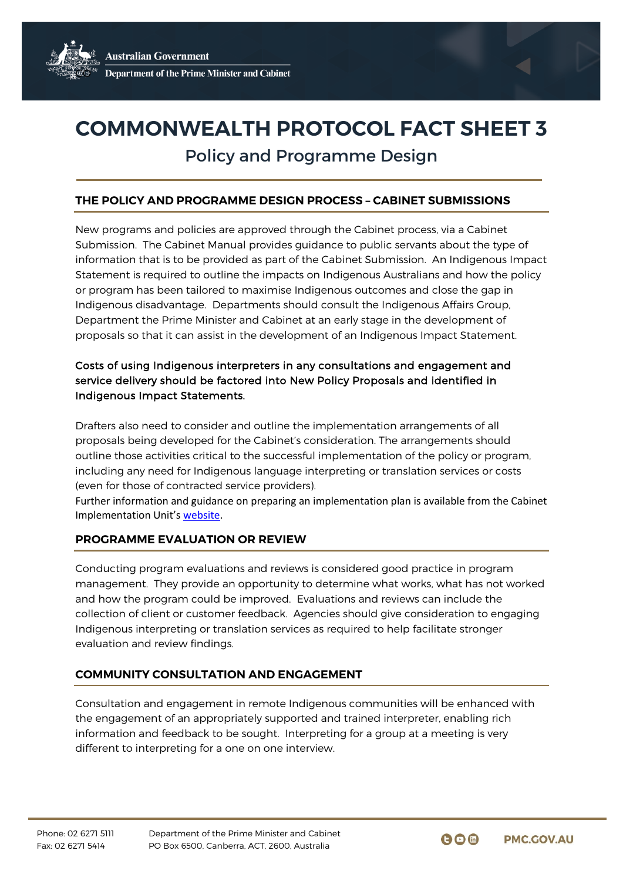# COMMONWEALTH PROTOCOL FACT SHEET 3

## Policy and Programme Design

### THE POLICY AND PROGRAMME DESIGN PROCESS – CABINET SUBMISSIONS

New programs and policies are approved through the Cabinet process, via a Cabinet Submission. The Cabinet Manual provides guidance to public servants about the type of information that is to be provided as part of the Cabinet Submission. An Indigenous Impact Statement is required to outline the impacts on Indigenous Australians and how the policy or program has been tailored to maximise Indigenous outcomes and close the gap in Indigenous disadvantage. Departments should consult the Indigenous Affairs Group, Department the Prime Minister and Cabinet at an early stage in the development of proposals so that it can assist in the development of an Indigenous Impact Statement.

Costs of using Indigenous interpreters in any consultations and engagement and service delivery should be factored into New Policy Proposals and identified in Indigenous Impact Statements.

Drafters also need to consider and outline the implementation arrangements of all proposals being developed for the Cabinet's consideration. The arrangements should outline those activities critical to the successful implementation of the policy or program, including any need for Indigenous language interpreting or translation services or costs (even for those of contracted service providers).

Further information and guidance on preparing an implementation plan is available from the Cabinet Implementation Unit's website.

### PROGRAMME EVALUATION OR REVIEW

Conducting program evaluations and reviews is considered good practice in program management. They provide an opportunity to determine what works, what has not worked and how the program could be improved. Evaluations and reviews can include the collection of client or customer feedback. Agencies should give consideration to engaging Indigenous interpreting or translation services as required to help facilitate stronger evaluation and review findings.

### COMMUNITY CONSULTATION AND ENGAGEMENT

Consultation and engagement in remote Indigenous communities will be enhanced with the engagement of an appropriately supported and trained interpreter, enabling rich information and feedback to be sought. Interpreting for a group at a meeting is very different to interpreting for a one on one interview.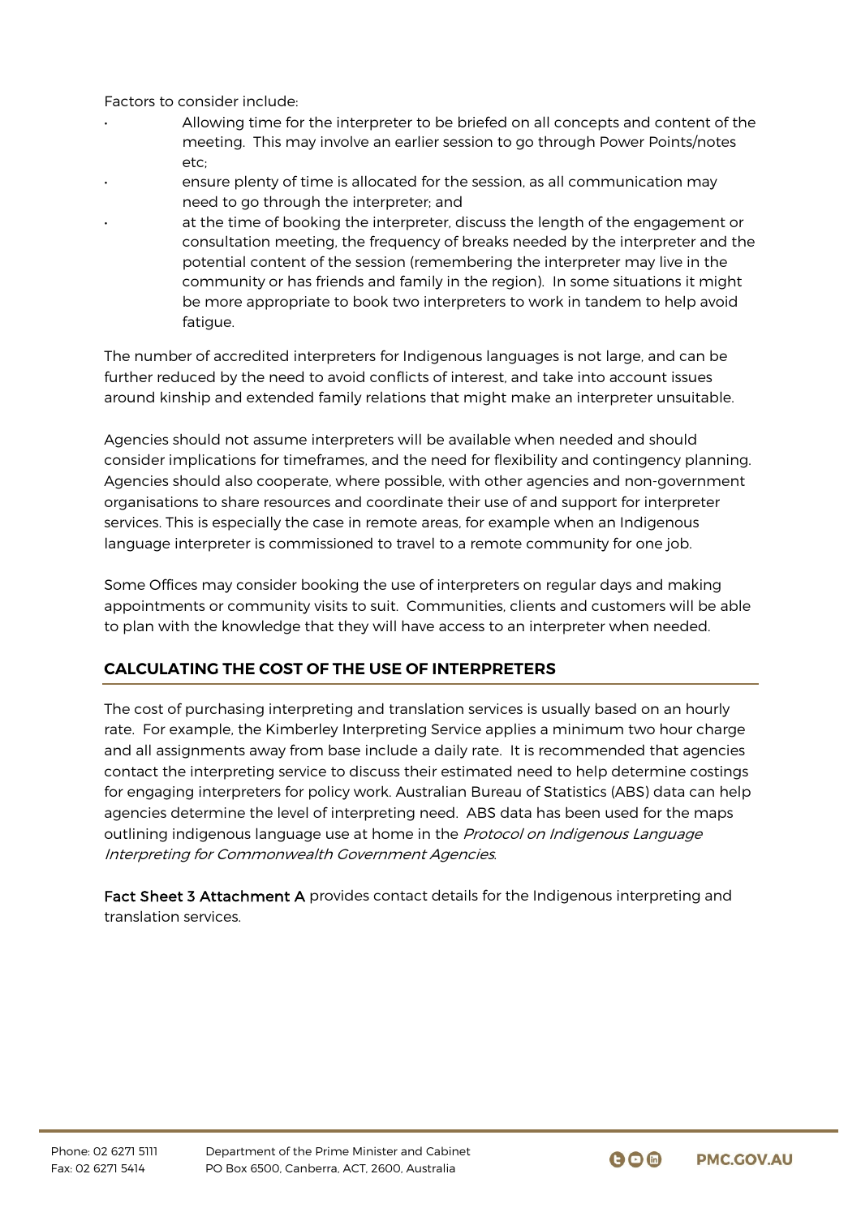Factors to consider include:

- Allowing time for the interpreter to be briefed on all concepts and content of the meeting. This may involve an earlier session to go through Power Points/notes etc;
- ensure plenty of time is allocated for the session, as all communication may need to go through the interpreter; and
- at the time of booking the interpreter, discuss the length of the engagement or consultation meeting, the frequency of breaks needed by the interpreter and the potential content of the session (remembering the interpreter may live in the community or has friends and family in the region). In some situations it might be more appropriate to book two interpreters to work in tandem to help avoid fatigue.

The number of accredited interpreters for Indigenous languages is not large, and can be further reduced by the need to avoid conflicts of interest, and take into account issues around kinship and extended family relations that might make an interpreter unsuitable.

Agencies should not assume interpreters will be available when needed and should consider implications for timeframes, and the need for flexibility and contingency planning. Agencies should also cooperate, where possible, with other agencies and non-government organisations to share resources and coordinate their use of and support for interpreter services. This is especially the case in remote areas, for example when an Indigenous language interpreter is commissioned to travel to a remote community for one job.

Some Offices may consider booking the use of interpreters on regular days and making appointments or community visits to suit. Communities, clients and customers will be able to plan with the knowledge that they will have access to an interpreter when needed.

## CALCULATING THE COST OF THE USE OF INTERPRETERS

The cost of purchasing interpreting and translation services is usually based on an hourly rate. For example, the Kimberley Interpreting Service applies a minimum two hour charge and all assignments away from base include a daily rate. It is recommended that agencies contact the interpreting service to discuss their estimated need to help determine costings for engaging interpreters for policy work. Australian Bureau of Statistics (ABS) data can help agencies determine the level of interpreting need. ABS data has been used for the maps outlining indigenous language use at home in the *Protocol on Indigenous Language Interpreting for Commonwealth Government Agencies*.

**Fact Sheet 3 Attachment A** provides contact details for the Indigenous interpreting and translation services.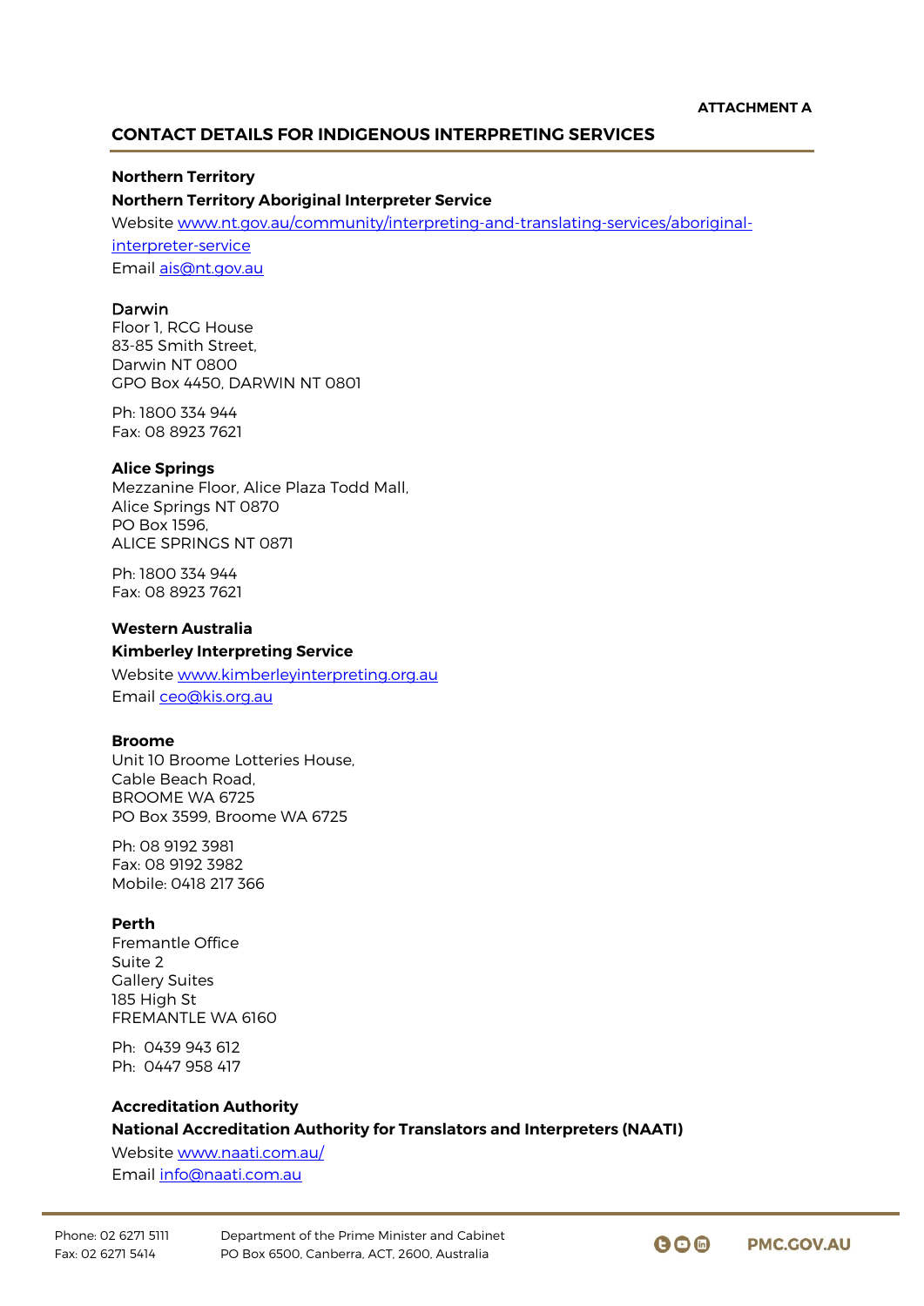**ATTACHMENT A**

## CONTACT DETAILS FOR INDIGENOUS INTERPRETING SERVICES

**Northern Territory**

**Northern Territory Aboriginal Interpreter Service**

Website www.nt.gov.au/community/interpreting-and-translating-services/aboriginal-interpreter-service

Email ais@nt.gov.au

Darwin
Floor 1, RCG House
83-85 Smith Street,
Darwin NT 0800
GPO Box 4450, DARWIN NT 0801

Ph: 1800 334 944
Fax: 08 8923 7621

**Alice Springs**
Mezzanine Floor, Alice Plaza Todd Mall,
Alice Springs NT 0870
PO Box 1596,
ALICE SPRINGS NT 0871

Ph: 1800 334 944
Fax: 08 8923 7621

**Western Australia**

**Kimberley Interpreting Service**

Website www.kimberleyinterpreting.org.au
Email ceo@kis.org.au

**Broome**
Unit 10 Broome Lotteries House,
Cable Beach Road,
BROOME WA 6725
PO Box 3599, Broome WA 6725

Ph: 08 9192 3981
Fax: 08 9192 3982
Mobile: 0418 217 366

**Perth**
Fremantle Office
Suite 2
Gallery Suites
185 High St
FREMANTLE WA 6160

Ph: 0439 943 612
Ph: 0447 958 417

**Accreditation Authority**

**National Accreditation Authority for Translators and Interpreters (NAATI)**

Website www.naati.com.au/
Email info@naati.com.au